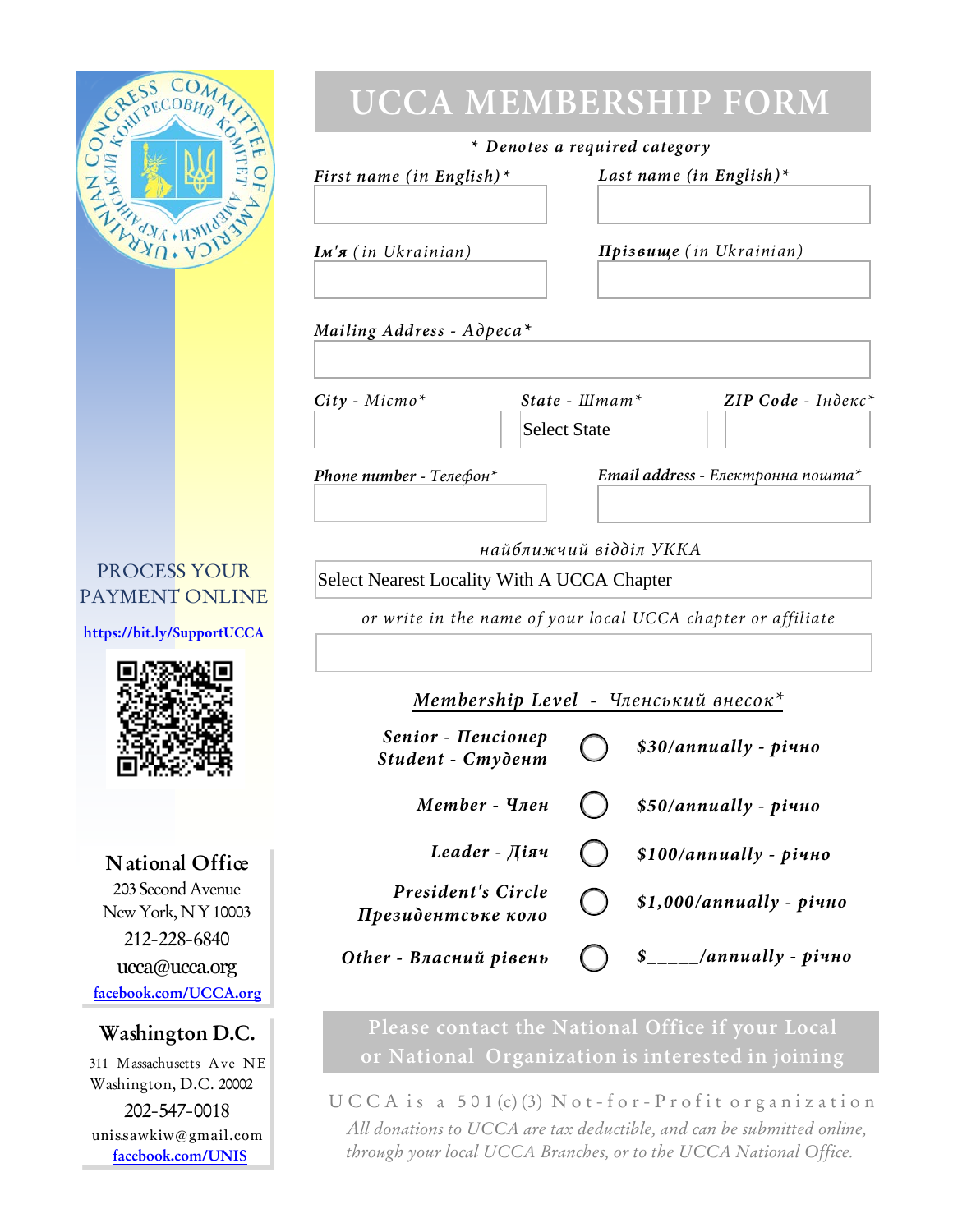# UCCA MEMBERSHIP FORM

*\* Denotes a required category*

*First name (in English)\**

*Last name (in English)\**

***Ім'я** (in Ukrainian)*

***Прізвище** (in Ukrainian)*

*Mailing Address - Адреса\**

*City - Місто\**

*State - Штат\**

Select State

*ZIP Code - Індекс\**

*Phone number - Телефон\**

*Email address - Електронна пошта\**

*найближчий відділ УККА*

Select Nearest Locality With A UCCA Chapter

*or write in the name of your local UCCA chapter or affiliate*

***Membership Level - Членський внесок\****

| | | |
|---|---|---|
| **Senior - Пенсіонер** **Student - Студент** | ◯ | **$30/annually - річно** |
| **Member - Член** | ◯ | **$50/annually - річно** |
| **Leader - Діяч** | ◯ | **$100/annually - річно** |
| **President's Circle Президентське коло** | ◯ | **$1,000/annually - річно** |
| **Other - Власний рівень** | ◯ | **$_____/annually - річно** |

Please contact the National Office if your Local or National Organization is interested in joining

UCCA is a 501(c)(3) Not-for-Profit organization

*All donations to UCCA are tax deductible, and can be submitted online, through your local UCCA Branches, or to the UCCA National Office.*

PROCESS YOUR PAYMENT ONLINE

https://bit.ly/SupportUCCA

## National Office

203 Second Avenue
New York, NY 10003
212-228-6840
ucca@ucca.org
facebook.com/UCCA.org

## Washington D.C.

311 Massachusetts Ave NE
Washington, D.C. 20002
202-547-0018
unissawkiw@gmail.com
facebook.com/UNIS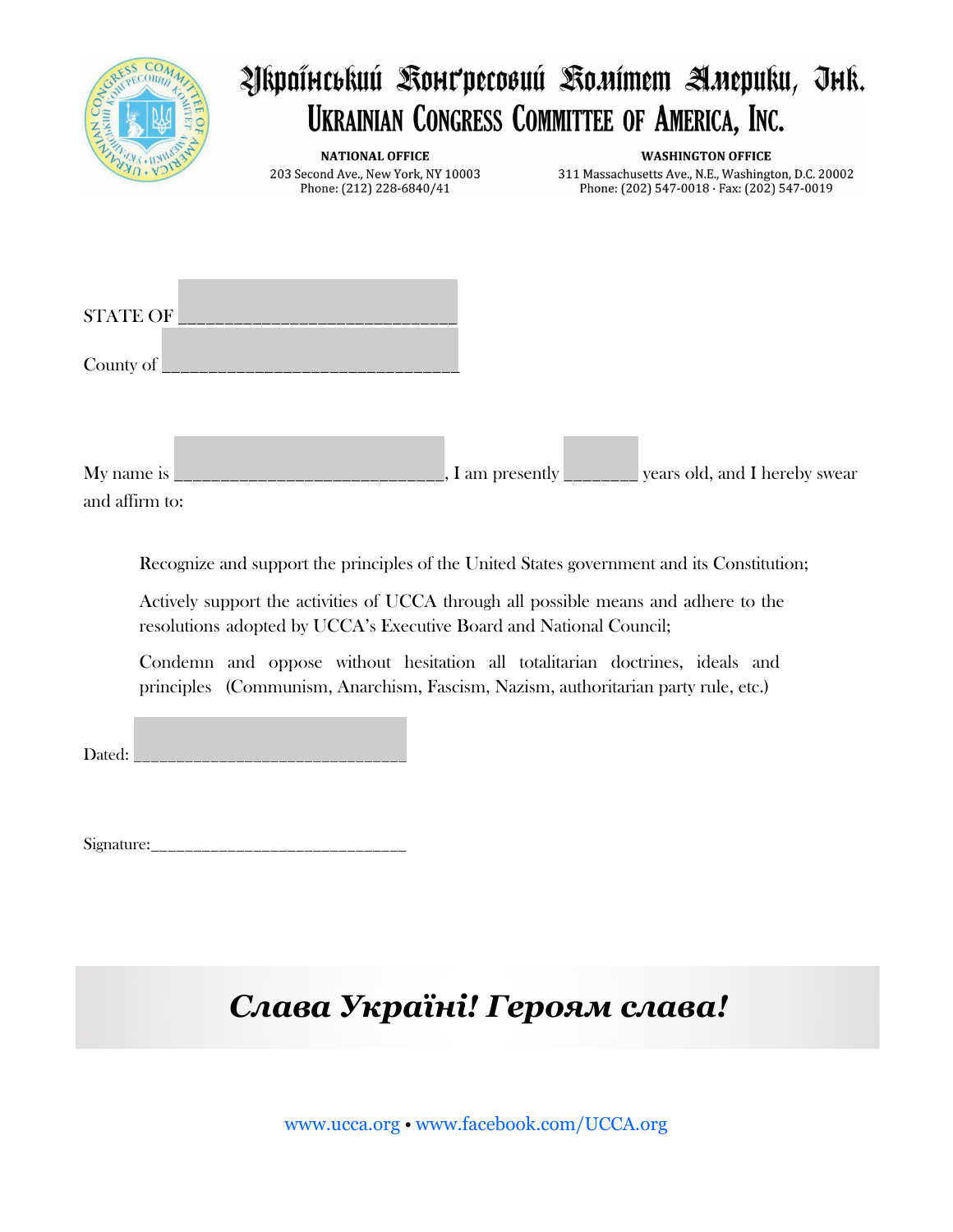# Український Конгресовий Комітет Америки, Інк.
# UKRAINIAN CONGRESS COMMITTEE OF AMERICA, INC.

**NATIONAL OFFICE**
203 Second Ave., New York, NY 10003
Phone: (212) 228-6840/41

**WASHINGTON OFFICE**
311 Massachusetts Ave., N.E., Washington, D.C. 20002
Phone: (202) 547-0018 · Fax: (202) 547-0019

STATE OF ____________________________

County of ______________________________

My name is _____________________________, I am presently ________ years old, and I hereby swear and affirm to:

Recognize and support the principles of the United States government and its Constitution;

Actively support the activities of UCCA through all possible means and adhere to the resolutions adopted by UCCA's Executive Board and National Council;

Condemn and oppose without hesitation all totalitarian doctrines, ideals and principles (Communism, Anarchism, Fascism, Nazism, authoritarian party rule, etc.)

Dated: ______________________________

Signature:_____________________________

***Слава Україні! Героям слава!***

www.ucca.org • www.facebook.com/UCCA.org